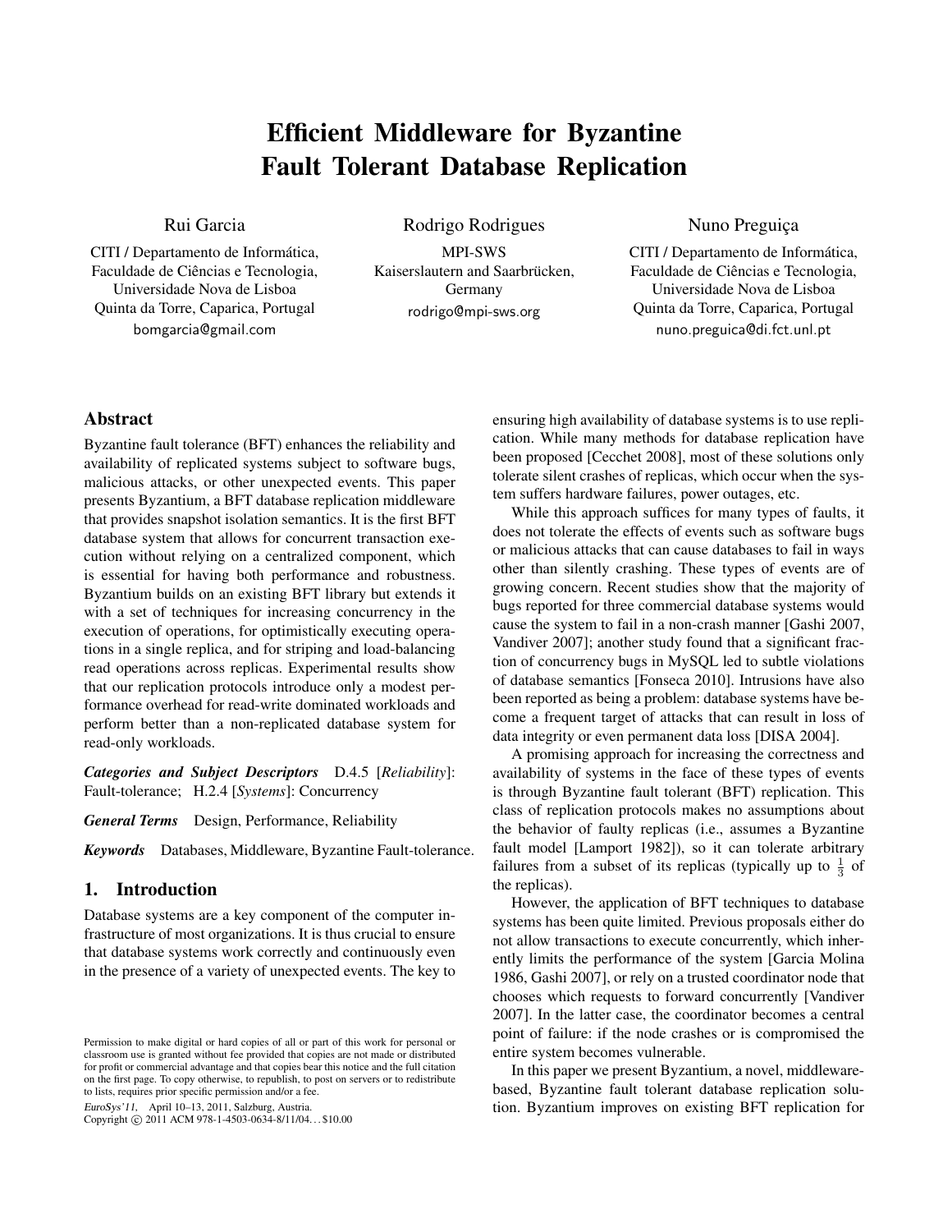# Efficient Middleware for Byzantine Fault Tolerant Database Replication

Rui Garcia

CITI / Departamento de Informática, Faculdade de Ciências e Tecnologia, Universidade Nova de Lisboa
Quinta da Torre, Caparica, Portugal
bomgarcia@gmail.com

Rodrigo Rodrigues

MPI-SWS
Kaiserslautern and Saarbrücken, Germany
rodrigo@mpi-sws.org

Nuno Preguiça

CITI / Departamento de Informática, Faculdade de Ciências e Tecnologia, Universidade Nova de Lisboa
Quinta da Torre, Caparica, Portugal
nuno.preguica@di.fct.unl.pt

## Abstract

Byzantine fault tolerance (BFT) enhances the reliability and availability of replicated systems subject to software bugs, malicious attacks, or other unexpected events. This paper presents Byzantium, a BFT database replication middleware that provides snapshot isolation semantics. It is the first BFT database system that allows for concurrent transaction execution without relying on a centralized component, which is essential for having both performance and robustness. Byzantium builds on an existing BFT library but extends it with a set of techniques for increasing concurrency in the execution of operations, for optimistically executing operations in a single replica, and for striping and load-balancing read operations across replicas. Experimental results show that our replication protocols introduce only a modest performance overhead for read-write dominated workloads and perform better than a non-replicated database system for read-only workloads.

***Categories and Subject Descriptors*** D.4.5 [*Reliability*]: Fault-tolerance; H.2.4 [*Systems*]: Concurrency

***General Terms*** Design, Performance, Reliability

***Keywords*** Databases, Middleware, Byzantine Fault-tolerance.

## 1. Introduction

Database systems are a key component of the computer infrastructure of most organizations. It is thus crucial to ensure that database systems work correctly and continuously even in the presence of a variety of unexpected events. The key to ensuring high availability of database systems is to use replication. While many methods for database replication have been proposed [Cecchet 2008], most of these solutions only tolerate silent crashes of replicas, which occur when the system suffers hardware failures, power outages, etc.

While this approach suffices for many types of faults, it does not tolerate the effects of events such as software bugs or malicious attacks that can cause databases to fail in ways other than silently crashing. These types of events are of growing concern. Recent studies show that the majority of bugs reported for three commercial database systems would cause the system to fail in a non-crash manner [Gashi 2007, Vandiver 2007]; another study found that a significant fraction of concurrency bugs in MySQL led to subtle violations of database semantics [Fonseca 2010]. Intrusions have also been reported as being a problem: database systems have become a frequent target of attacks that can result in loss of data integrity or even permanent data loss [DISA 2004].

A promising approach for increasing the correctness and availability of systems in the face of these types of events is through Byzantine fault tolerant (BFT) replication. This class of replication protocols makes no assumptions about the behavior of faulty replicas (i.e., assumes a Byzantine fault model [Lamport 1982]), so it can tolerate arbitrary failures from a subset of its replicas (typically up to $\frac{1}{3}$ of the replicas).

However, the application of BFT techniques to database systems has been quite limited. Previous proposals either do not allow transactions to execute concurrently, which inherently limits the performance of the system [Garcia Molina 1986, Gashi 2007], or rely on a trusted coordinator node that chooses which requests to forward concurrently [Vandiver 2007]. In the latter case, the coordinator becomes a central point of failure: if the node crashes or is compromised the entire system becomes vulnerable.

In this paper we present Byzantium, a novel, middleware-based, Byzantine fault tolerant database replication solution. Byzantium improves on existing BFT replication for

Permission to make digital or hard copies of all or part of this work for personal or classroom use is granted without fee provided that copies are not made or distributed for profit or commercial advantage and that copies bear this notice and the full citation on the first page. To copy otherwise, to republish, to post on servers or to redistribute to lists, requires prior specific permission and/or a fee.

*EuroSys'11,* April 10–13, 2011, Salzburg, Austria.
Copyright © 2011 ACM 978-1-4503-0634-8/11/04... $10.00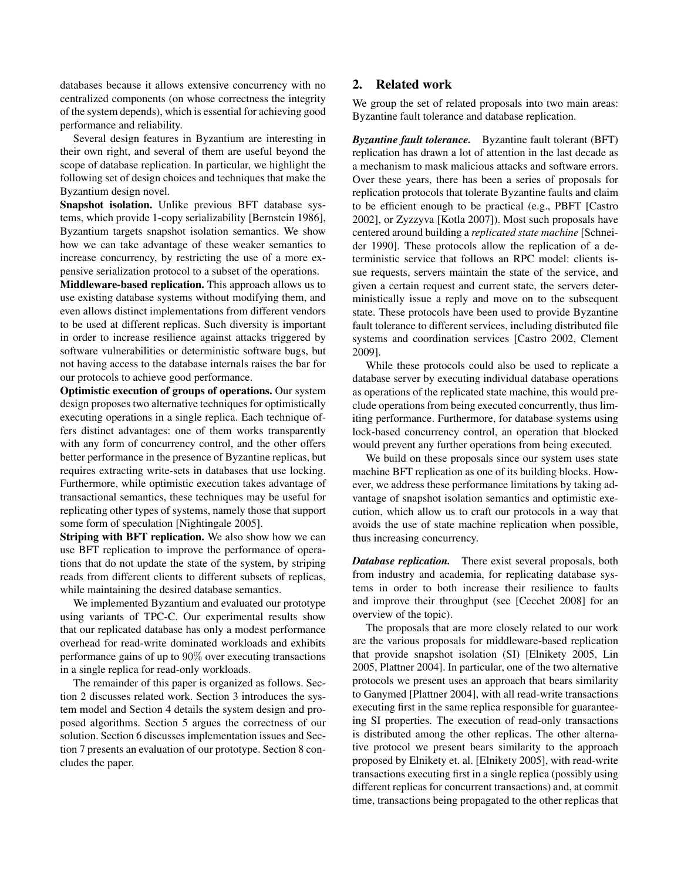databases because it allows extensive concurrency with no centralized components (on whose correctness the integrity of the system depends), which is essential for achieving good performance and reliability.

Several design features in Byzantium are interesting in their own right, and several of them are useful beyond the scope of database replication. In particular, we highlight the following set of design choices and techniques that make the Byzantium design novel.

**Snapshot isolation.** Unlike previous BFT database systems, which provide 1-copy serializability [Bernstein 1986], Byzantium targets snapshot isolation semantics. We show how we can take advantage of these weaker semantics to increase concurrency, by restricting the use of a more expensive serialization protocol to a subset of the operations.

**Middleware-based replication.** This approach allows us to use existing database systems without modifying them, and even allows distinct implementations from different vendors to be used at different replicas. Such diversity is important in order to increase resilience against attacks triggered by software vulnerabilities or deterministic software bugs, but not having access to the database internals raises the bar for our protocols to achieve good performance.

**Optimistic execution of groups of operations.** Our system design proposes two alternative techniques for optimistically executing operations in a single replica. Each technique offers distinct advantages: one of them works transparently with any form of concurrency control, and the other offers better performance in the presence of Byzantine replicas, but requires extracting write-sets in databases that use locking. Furthermore, while optimistic execution takes advantage of transactional semantics, these techniques may be useful for replicating other types of systems, namely those that support some form of speculation [Nightingale 2005].

**Striping with BFT replication.** We also show how we can use BFT replication to improve the performance of operations that do not update the state of the system, by striping reads from different clients to different subsets of replicas, while maintaining the desired database semantics.

We implemented Byzantium and evaluated our prototype using variants of TPC-C. Our experimental results show that our replicated database has only a modest performance overhead for read-write dominated workloads and exhibits performance gains of up to $90\%$ over executing transactions in a single replica for read-only workloads.

The remainder of this paper is organized as follows. Section 2 discusses related work. Section 3 introduces the system model and Section 4 details the system design and proposed algorithms. Section 5 argues the correctness of our solution. Section 6 discusses implementation issues and Section 7 presents an evaluation of our prototype. Section 8 concludes the paper.

## 2. Related work

We group the set of related proposals into two main areas: Byzantine fault tolerance and database replication.

***Byzantine fault tolerance.*** Byzantine fault tolerant (BFT) replication has drawn a lot of attention in the last decade as a mechanism to mask malicious attacks and software errors. Over these years, there has been a series of proposals for replication protocols that tolerate Byzantine faults and claim to be efficient enough to be practical (e.g., PBFT [Castro 2002], or Zyzzyva [Kotla 2007]). Most such proposals have centered around building a *replicated state machine* [Schneider 1990]. These protocols allow the replication of a deterministic service that follows an RPC model: clients issue requests, servers maintain the state of the service, and given a certain request and current state, the servers deterministically issue a reply and move on to the subsequent state. These protocols have been used to provide Byzantine fault tolerance to different services, including distributed file systems and coordination services [Castro 2002, Clement 2009].

While these protocols could also be used to replicate a database server by executing individual database operations as operations of the replicated state machine, this would preclude operations from being executed concurrently, thus limiting performance. Furthermore, for database systems using lock-based concurrency control, an operation that blocked would prevent any further operations from being executed.

We build on these proposals since our system uses state machine BFT replication as one of its building blocks. However, we address these performance limitations by taking advantage of snapshot isolation semantics and optimistic execution, which allow us to craft our protocols in a way that avoids the use of state machine replication when possible, thus increasing concurrency.

***Database replication.*** There exist several proposals, both from industry and academia, for replicating database systems in order to both increase their resilience to faults and improve their throughput (see [Cecchet 2008] for an overview of the topic).

The proposals that are more closely related to our work are the various proposals for middleware-based replication that provide snapshot isolation (SI) [Elnikety 2005, Lin 2005, Plattner 2004]. In particular, one of the two alternative protocols we present uses an approach that bears similarity to Ganymed [Plattner 2004], with all read-write transactions executing first in the same replica responsible for guaranteeing SI properties. The execution of read-only transactions is distributed among the other replicas. The other alternative protocol we present bears similarity to the approach proposed by Elnikety et. al. [Elnikety 2005], with read-write transactions executing first in a single replica (possibly using different replicas for concurrent transactions) and, at commit time, transactions being propagated to the other replicas that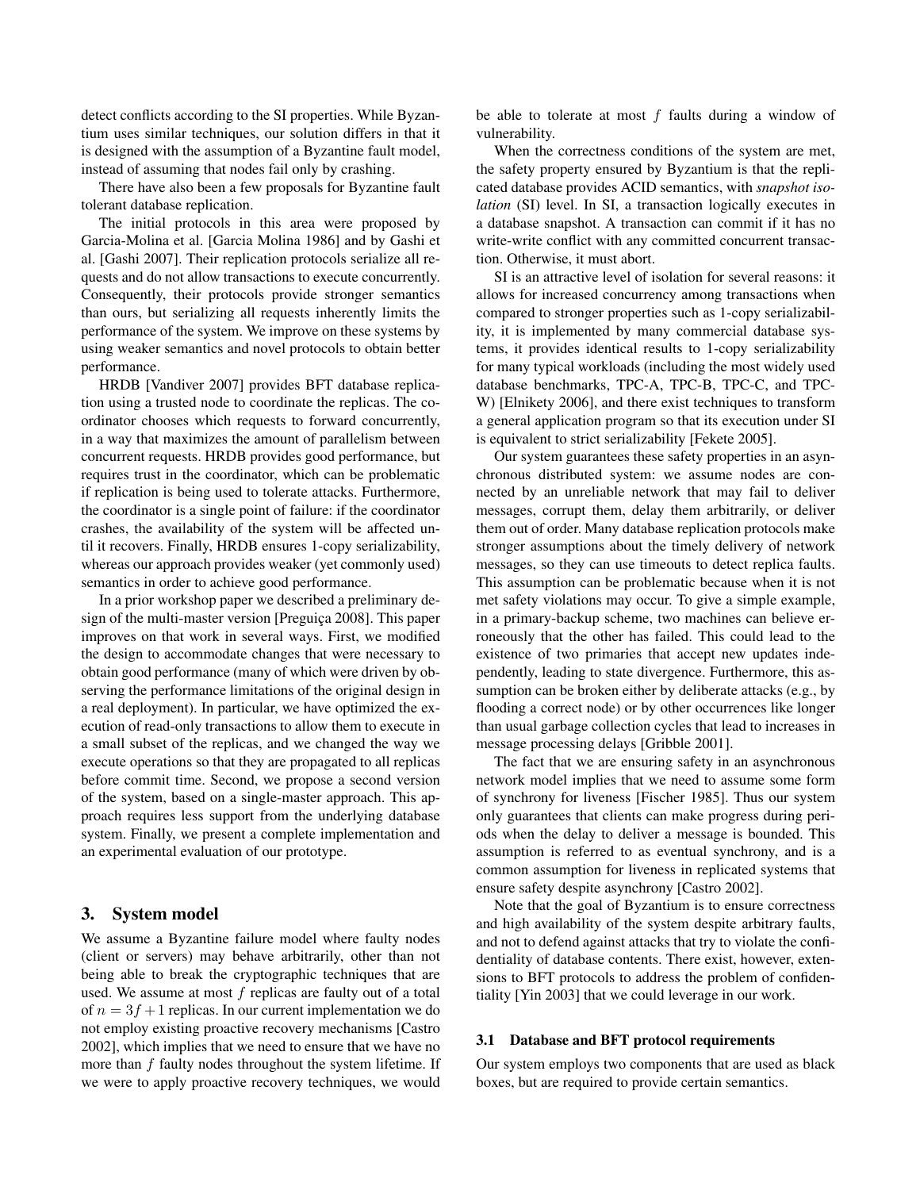detect conflicts according to the SI properties. While Byzantium uses similar techniques, our solution differs in that it is designed with the assumption of a Byzantine fault model, instead of assuming that nodes fail only by crashing.

There have also been a few proposals for Byzantine fault tolerant database replication.

The initial protocols in this area were proposed by Garcia-Molina et al. [Garcia Molina 1986] and by Gashi et al. [Gashi 2007]. Their replication protocols serialize all requests and do not allow transactions to execute concurrently. Consequently, their protocols provide stronger semantics than ours, but serializing all requests inherently limits the performance of the system. We improve on these systems by using weaker semantics and novel protocols to obtain better performance.

HRDB [Vandiver 2007] provides BFT database replication using a trusted node to coordinate the replicas. The coordinator chooses which requests to forward concurrently, in a way that maximizes the amount of parallelism between concurrent requests. HRDB provides good performance, but requires trust in the coordinator, which can be problematic if replication is being used to tolerate attacks. Furthermore, the coordinator is a single point of failure: if the coordinator crashes, the availability of the system will be affected until it recovers. Finally, HRDB ensures 1-copy serializability, whereas our approach provides weaker (yet commonly used) semantics in order to achieve good performance.

In a prior workshop paper we described a preliminary design of the multi-master version [Preguiça 2008]. This paper improves on that work in several ways. First, we modified the design to accommodate changes that were necessary to obtain good performance (many of which were driven by observing the performance limitations of the original design in a real deployment). In particular, we have optimized the execution of read-only transactions to allow them to execute in a small subset of the replicas, and we changed the way we execute operations so that they are propagated to all replicas before commit time. Second, we propose a second version of the system, based on a single-master approach. This approach requires less support from the underlying database system. Finally, we present a complete implementation and an experimental evaluation of our prototype.

## 3. System model

We assume a Byzantine failure model where faulty nodes (client or servers) may behave arbitrarily, other than not being able to break the cryptographic techniques that are used. We assume at most $f$ replicas are faulty out of a total of $n = 3f + 1$ replicas. In our current implementation we do not employ existing proactive recovery mechanisms [Castro 2002], which implies that we need to ensure that we have no more than $f$ faulty nodes throughout the system lifetime. If we were to apply proactive recovery techniques, we would be able to tolerate at most $f$ faults during a window of vulnerability.

When the correctness conditions of the system are met, the safety property ensured by Byzantium is that the replicated database provides ACID semantics, with *snapshot isolation* (SI) level. In SI, a transaction logically executes in a database snapshot. A transaction can commit if it has no write-write conflict with any committed concurrent transaction. Otherwise, it must abort.

SI is an attractive level of isolation for several reasons: it allows for increased concurrency among transactions when compared to stronger properties such as 1-copy serializability, it is implemented by many commercial database systems, it provides identical results to 1-copy serializability for many typical workloads (including the most widely used database benchmarks, TPC-A, TPC-B, TPC-C, and TPC-W) [Elnikety 2006], and there exist techniques to transform a general application program so that its execution under SI is equivalent to strict serializability [Fekete 2005].

Our system guarantees these safety properties in an asynchronous distributed system: we assume nodes are connected by an unreliable network that may fail to deliver messages, corrupt them, delay them arbitrarily, or deliver them out of order. Many database replication protocols make stronger assumptions about the timely delivery of network messages, so they can use timeouts to detect replica faults. This assumption can be problematic because when it is not met safety violations may occur. To give a simple example, in a primary-backup scheme, two machines can believe erroneously that the other has failed. This could lead to the existence of two primaries that accept new updates independently, leading to state divergence. Furthermore, this assumption can be broken either by deliberate attacks (e.g., by flooding a correct node) or by other occurrences like longer than usual garbage collection cycles that lead to increases in message processing delays [Gribble 2001].

The fact that we are ensuring safety in an asynchronous network model implies that we need to assume some form of synchrony for liveness [Fischer 1985]. Thus our system only guarantees that clients can make progress during periods when the delay to deliver a message is bounded. This assumption is referred to as eventual synchrony, and is a common assumption for liveness in replicated systems that ensure safety despite asynchrony [Castro 2002].

Note that the goal of Byzantium is to ensure correctness and high availability of the system despite arbitrary faults, and not to defend against attacks that try to violate the confidentiality of database contents. There exist, however, extensions to BFT protocols to address the problem of confidentiality [Yin 2003] that we could leverage in our work.

### 3.1 Database and BFT protocol requirements

Our system employs two components that are used as black boxes, but are required to provide certain semantics.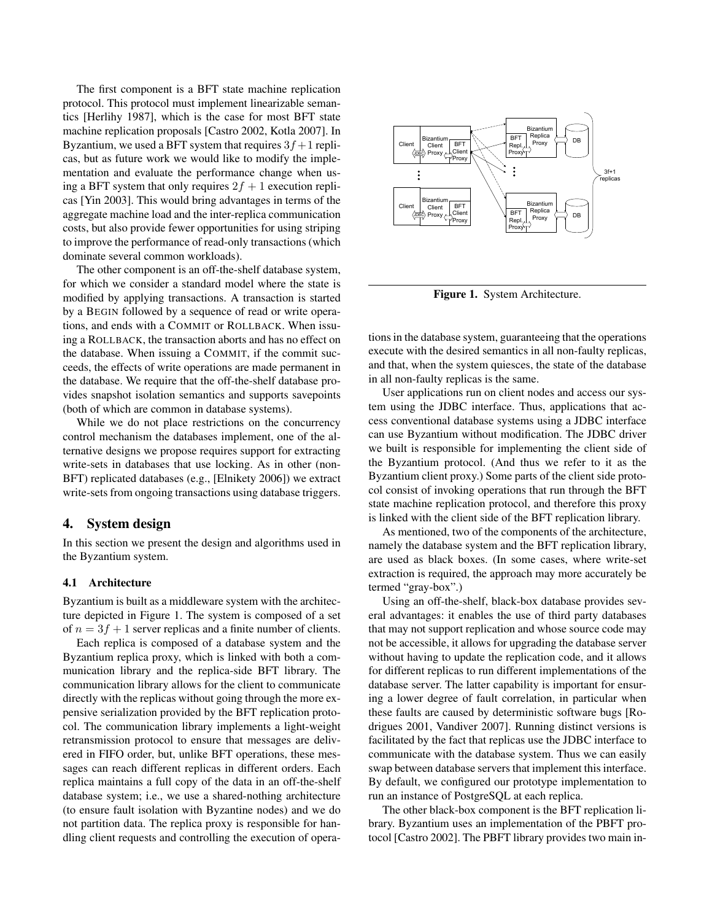The first component is a BFT state machine replication protocol. This protocol must implement linearizable semantics [Herlihy 1987], which is the case for most BFT state machine replication proposals [Castro 2002, Kotla 2007]. In Byzantium, we used a BFT system that requires $3f+1$ replicas, but as future work we would like to modify the implementation and evaluate the performance change when using a BFT system that only requires $2f+1$ execution replicas [Yin 2003]. This would bring advantages in terms of the aggregate machine load and the inter-replica communication costs, but also provide fewer opportunities for using striping to improve the performance of read-only transactions (which dominate several common workloads).

The other component is an off-the-shelf database system, for which we consider a standard model where the state is modified by applying transactions. A transaction is started by a BEGIN followed by a sequence of read or write operations, and ends with a COMMIT or ROLLBACK. When issuing a ROLLBACK, the transaction aborts and has no effect on the database. When issuing a COMMIT, if the commit succeeds, the effects of write operations are made permanent in the database. We require that the off-the-shelf database provides snapshot isolation semantics and supports savepoints (both of which are common in database systems).

While we do not place restrictions on the concurrency control mechanism the databases implement, one of the alternative designs we propose requires support for extracting write-sets in databases that use locking. As in other (non-BFT) replicated databases (e.g., [Elnikety 2006]) we extract write-sets from ongoing transactions using database triggers.

## 4. System design

In this section we present the design and algorithms used in the Byzantium system.

### 4.1 Architecture

Byzantium is built as a middleware system with the architecture depicted in Figure 1. The system is composed of a set of $n = 3f+1$ server replicas and a finite number of clients.

Each replica is composed of a database system and the Byzantium replica proxy, which is linked with both a communication library and the replica-side BFT library. The communication library allows for the client to communicate directly with the replicas without going through the more expensive serialization provided by the BFT replication protocol. The communication library implements a light-weight retransmission protocol to ensure that messages are delivered in FIFO order, but, unlike BFT operations, these messages can reach different replicas in different orders. Each replica maintains a full copy of the data in an off-the-shelf database system; i.e., we use a shared-nothing architecture (to ensure fault isolation with Byzantine nodes) and we do not partition data. The replica proxy is responsible for handling client requests and controlling the execution of operations in the database system, guaranteeing that the operations execute with the desired semantics in all non-faulty replicas, and that, when the system quiesces, the state of the database in all non-faulty replicas is the same.

**Figure 1.** System Architecture.

User applications run on client nodes and access our system using the JDBC interface. Thus, applications that access conventional database systems using a JDBC interface can use Byzantium without modification. The JDBC driver we built is responsible for implementing the client side of the Byzantium protocol. (And thus we refer to it as the Byzantium client proxy.) Some parts of the client side protocol consist of invoking operations that run through the BFT state machine replication protocol, and therefore this proxy is linked with the client side of the BFT replication library.

As mentioned, two of the components of the architecture, namely the database system and the BFT replication library, are used as black boxes. (In some cases, where write-set extraction is required, the approach may more accurately be termed "gray-box".)

Using an off-the-shelf, black-box database provides several advantages: it enables the use of third party databases that may not support replication and whose source code may not be accessible, it allows for upgrading the database server without having to update the replication code, and it allows for different replicas to run different implementations of the database server. The latter capability is important for ensuring a lower degree of fault correlation, in particular when these faults are caused by deterministic software bugs [Rodrigues 2001, Vandiver 2007]. Running distinct versions is facilitated by the fact that replicas use the JDBC interface to communicate with the database system. Thus we can easily swap between database servers that implement this interface. By default, we configured our prototype implementation to run an instance of PostgreSQL at each replica.

The other black-box component is the BFT replication library. Byzantium uses an implementation of the PBFT protocol [Castro 2002]. The PBFT library provides two main in-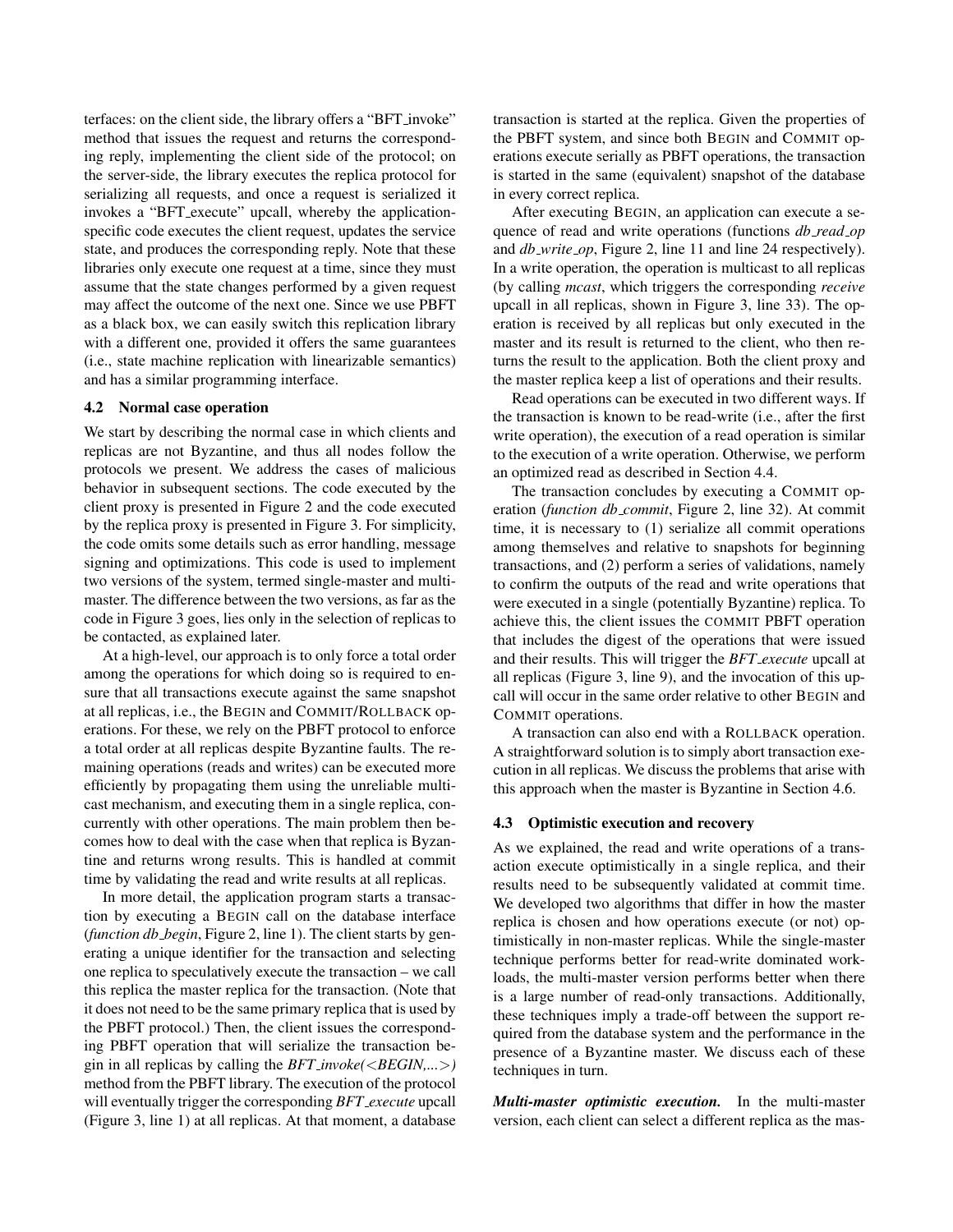terfaces: on the client side, the library offers a "BFT_invoke" method that issues the request and returns the corresponding reply, implementing the client side of the protocol; on the server-side, the library executes the replica protocol for serializing all requests, and once a request is serialized it invokes a "BFT_execute" upcall, whereby the application-specific code executes the client request, updates the service state, and produces the corresponding reply. Note that these libraries only execute one request at a time, since they must assume that the state changes performed by a given request may affect the outcome of the next one. Since we use PBFT as a black box, we can easily switch this replication library with a different one, provided it offers the same guarantees (i.e., state machine replication with linearizable semantics) and has a similar programming interface.

### 4.2 Normal case operation

We start by describing the normal case in which clients and replicas are not Byzantine, and thus all nodes follow the protocols we present. We address the cases of malicious behavior in subsequent sections. The code executed by the client proxy is presented in Figure 2 and the code executed by the replica proxy is presented in Figure 3. For simplicity, the code omits some details such as error handling, message signing and optimizations. This code is used to implement two versions of the system, termed single-master and multi-master. The difference between the two versions, as far as the code in Figure 3 goes, lies only in the selection of replicas to be contacted, as explained later.

At a high-level, our approach is to only force a total order among the operations for which doing so is required to ensure that all transactions execute against the same snapshot at all replicas, i.e., the BEGIN and COMMIT/ROLLBACK operations. For these, we rely on the PBFT protocol to enforce a total order at all replicas despite Byzantine faults. The remaining operations (reads and writes) can be executed more efficiently by propagating them using the unreliable multicast mechanism, and executing them in a single replica, concurrently with other operations. The main problem then becomes how to deal with the case when that replica is Byzantine and returns wrong results. This is handled at commit time by validating the read and write results at all replicas.

In more detail, the application program starts a transaction by executing a BEGIN call on the database interface (*function db_begin*, Figure 2, line 1). The client starts by generating a unique identifier for the transaction and selecting one replica to speculatively execute the transaction – we call this replica the master replica for the transaction. (Note that it does not need to be the same primary replica that is used by the PBFT protocol.) Then, the client issues the corresponding PBFT operation that will serialize the transaction begin in all replicas by calling the *BFT_invoke(<BEGIN,...>)* method from the PBFT library. The execution of the protocol will eventually trigger the corresponding *BFT_execute* upcall (Figure 3, line 1) at all replicas. At that moment, a database transaction is started at the replica. Given the properties of the PBFT system, and since both BEGIN and COMMIT operations execute serially as PBFT operations, the transaction is started in the same (equivalent) snapshot of the database in every correct replica.

After executing BEGIN, an application can execute a sequence of read and write operations (functions *db_read_op* and *db_write_op*, Figure 2, line 11 and line 24 respectively). In a write operation, the operation is multicast to all replicas (by calling *mcast*, which triggers the corresponding *receive* upcall in all replicas, shown in Figure 3, line 33). The operation is received by all replicas but only executed in the master and its result is returned to the client, who then returns the result to the application. Both the client proxy and the master replica keep a list of operations and their results.

Read operations can be executed in two different ways. If the transaction is known to be read-write (i.e., after the first write operation), the execution of a read operation is similar to the execution of a write operation. Otherwise, we perform an optimized read as described in Section 4.4.

The transaction concludes by executing a COMMIT operation (*function db_commit*, Figure 2, line 32). At commit time, it is necessary to (1) serialize all commit operations among themselves and relative to snapshots for beginning transactions, and (2) perform a series of validations, namely to confirm the outputs of the read and write operations that were executed in a single (potentially Byzantine) replica. To achieve this, the client issues the COMMIT PBFT operation that includes the digest of the operations that were issued and their results. This will trigger the *BFT_execute* upcall at all replicas (Figure 3, line 9), and the invocation of this upcall will occur in the same order relative to other BEGIN and COMMIT operations.

A transaction can also end with a ROLLBACK operation. A straightforward solution is to simply abort transaction execution in all replicas. We discuss the problems that arise with this approach when the master is Byzantine in Section 4.6.

### 4.3 Optimistic execution and recovery

As we explained, the read and write operations of a transaction execute optimistically in a single replica, and their results need to be subsequently validated at commit time. We developed two algorithms that differ in how the master replica is chosen and how operations execute (or not) optimistically in non-master replicas. While the single-master technique performs better for read-write dominated workloads, the multi-master version performs better when there is a large number of read-only transactions. Additionally, these techniques imply a trade-off between the support required from the database system and the performance in the presence of a Byzantine master. We discuss each of these techniques in turn.

***Multi-master optimistic execution.*** In the multi-master version, each client can select a different replica as the mas-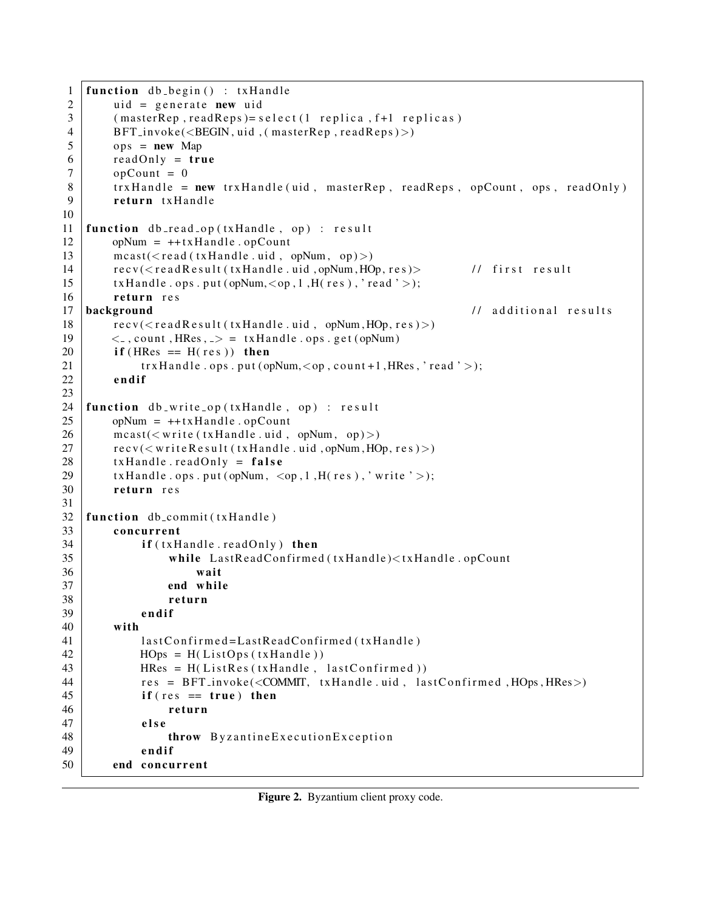```
1  function db_begin() : txHandle
2      uid = generate new uid
3      (masterRep,readReps)=select(1 replica, f+1 replicas)
4      BFT_invoke(<BEGIN,uid,(masterRep,readReps)>)
5      ops = new Map
6      readOnly = true
7      opCount = 0
8      trxHandle = new trxHandle(uid, masterRep, readReps, opCount, ops, readOnly)
9      return txHandle
10
11 function db_read_op(txHandle, op) : result
12     opNum = ++txHandle.opCount
13     mcast(<read(txHandle.uid, opNum, op)>)
14     recv(<readResult(txHandle.uid,opNum,HOp,res)>          // first result
15     txHandle.ops.put(opNum,<op,1,H(res),'read'>);
16     return res
17 background                                                 // additional results
18     recv(<readResult(txHandle.uid, opNum,HOp,res)>)
19     <_,count,HRes,_> = txHandle.ops.get(opNum)
20     if(HRes == H(res)) then
21         trxHandle.ops.put(opNum,<op,count+1,HRes,'read'>);
22     endif
23
24 function db_write_op(txHandle, op) : result
25     opNum = ++txHandle.opCount
26     mcast(<write(txHandle.uid, opNum, op)>)
27     recv(<writeResult(txHandle.uid,opNum,HOp,res)>)
28     txHandle.readOnly = false
29     txHandle.ops.put(opNum, <op,1,H(res),'write'>);
30     return res
31
32 function db_commit(txHandle)
33     concurrent
34         if(txHandle.readOnly) then
35             while LastReadConfirmed(txHandle)<txHandle.opCount
36                 wait
37             end while
38             return
39         endif
40     with
41         lastConfirmed=LastReadConfirmed(txHandle)
42         HOps = H(ListOps(txHandle))
43         HRes = H(ListRes(txHandle, lastConfirmed))
44         res = BFT_invoke(<COMMIT, txHandle.uid, lastConfirmed,HOps,HRes>)
45         if(res == true) then
46             return
47         else
48             throw ByzantineExecutionException
49         endif
50     end concurrent
```

**Figure 2.** Byzantium client proxy code.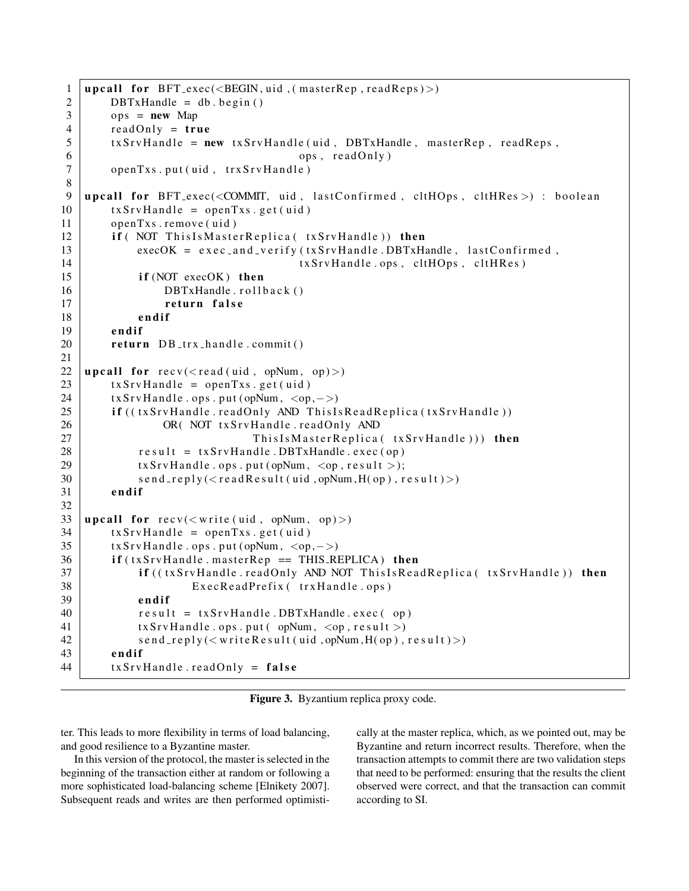```
1  upcall for BFT_exec(<BEGIN, uid, (masterRep, readReps)>)
2      DBTxHandle = db.begin()
3      ops = new Map
4      readOnly = true
5      txSrvHandle = new txSrvHandle(uid, DBTxHandle, masterRep, readReps,
6                                    ops, readOnly)
7      openTxs.put(uid, trxSrvHandle)
8
9  upcall for BFT_exec(<COMMIT, uid, lastConfirmed, cltHOps, cltHRes>) : boolean
10     txSrvHandle = openTxs.get(uid)
11     openTxs.remove(uid)
12     if( NOT ThisIsMasterReplica( txSrvHandle)) then
13         execOK = exec_and_verify(txSrvHandle.DBTxHandle, lastConfirmed,
14                                  txSrvHandle.ops, cltHOps, cltHRes)
15         if(NOT execOK) then
16             DBTxHandle.rollback()
17             return false
18         endif
19     endif
20     return DB_trx_handle.commit()
21
22 upcall for recv(<read(uid, opNum, op)>)
23     txSrvHandle = openTxs.get(uid)
24     txSrvHandle.ops.put(opNum, <op,->)
25     if((txSrvHandle.readOnly AND ThisIsReadReplica(txSrvHandle))
26            OR( NOT txSrvHandle.readOnly AND
27                       ThisIsMasterReplica( txSrvHandle))) then
28         result = txSrvHandle.DBTxHandle.exec(op)
29         txSrvHandle.ops.put(opNum, <op, result>);
30         send_reply(<readResult(uid,opNum,H(op),result)>)
31     endif
32
33 upcall for recv(<write(uid, opNum, op)>)
34     txSrvHandle = openTxs.get(uid)
35     txSrvHandle.ops.put(opNum, <op,->)
36     if(txSrvHandle.masterRep == THIS_REPLICA) then
37         if((txSrvHandle.readOnly AND NOT ThisIsReadReplica( txSrvHandle)) then
38                 ExecReadPrefix( trxHandle.ops)
39         endif
40         result = txSrvHandle.DBTxHandle.exec( op)
41         txSrvHandle.ops.put( opNum, <op, result>)
42         send_reply(<writeResult(uid,opNum,H(op),result)>)
43     endif
44     txSrvHandle.readOnly = false
```

**Figure 3.** Byzantium replica proxy code.

ter. This leads to more flexibility in terms of load balancing, and good resilience to a Byzantine master.

In this version of the protocol, the master is selected in the beginning of the transaction either at random or following a more sophisticated load-balancing scheme [Elnikety 2007]. Subsequent reads and writes are then performed optimistically at the master replica, which, as we pointed out, may be Byzantine and return incorrect results. Therefore, when the transaction attempts to commit there are two validation steps that need to be performed: ensuring that the results the client observed were correct, and that the transaction can commit according to SI.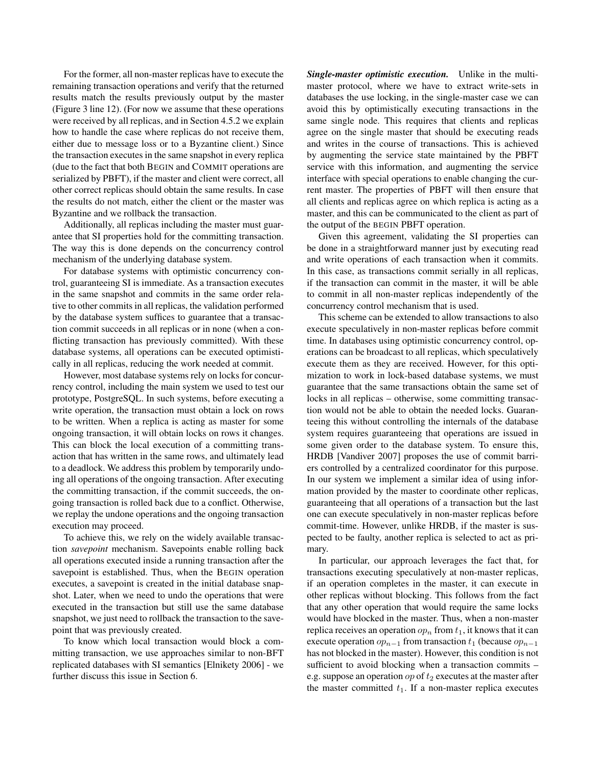For the former, all non-master replicas have to execute the remaining transaction operations and verify that the returned results match the results previously output by the master (Figure 3 line 12). (For now we assume that these operations were received by all replicas, and in Section 4.5.2 we explain how to handle the case where replicas do not receive them, either due to message loss or to a Byzantine client.) Since the transaction executes in the same snapshot in every replica (due to the fact that both BEGIN and COMMIT operations are serialized by PBFT), if the master and client were correct, all other correct replicas should obtain the same results. In case the results do not match, either the client or the master was Byzantine and we rollback the transaction.

Additionally, all replicas including the master must guarantee that SI properties hold for the committing transaction. The way this is done depends on the concurrency control mechanism of the underlying database system.

For database systems with optimistic concurrency control, guaranteeing SI is immediate. As a transaction executes in the same snapshot and commits in the same order relative to other commits in all replicas, the validation performed by the database system suffices to guarantee that a transaction commit succeeds in all replicas or in none (when a conflicting transaction has previously committed). With these database systems, all operations can be executed optimistically in all replicas, reducing the work needed at commit.

However, most database systems rely on locks for concurrency control, including the main system we used to test our prototype, PostgreSQL. In such systems, before executing a write operation, the transaction must obtain a lock on rows to be written. When a replica is acting as master for some ongoing transaction, it will obtain locks on rows it changes. This can block the local execution of a committing transaction that has written in the same rows, and ultimately lead to a deadlock. We address this problem by temporarily undoing all operations of the ongoing transaction. After executing the committing transaction, if the commit succeeds, the ongoing transaction is rolled back due to a conflict. Otherwise, we replay the undone operations and the ongoing transaction execution may proceed.

To achieve this, we rely on the widely available transaction *savepoint* mechanism. Savepoints enable rolling back all operations executed inside a running transaction after the savepoint is established. Thus, when the BEGIN operation executes, a savepoint is created in the initial database snapshot. Later, when we need to undo the operations that were executed in the transaction but still use the same database snapshot, we just need to rollback the transaction to the savepoint that was previously created.

To know which local transaction would block a committing transaction, we use approaches similar to non-BFT replicated databases with SI semantics [Elnikety 2006] - we further discuss this issue in Section 6.

***Single-master optimistic execution.*** Unlike in the multi-master protocol, where we have to extract write-sets in databases the use locking, in the single-master case we can avoid this by optimistically executing transactions in the same single node. This requires that clients and replicas agree on the single master that should be executing reads and writes in the course of transactions. This is achieved by augmenting the service state maintained by the PBFT service with this information, and augmenting the service interface with special operations to enable changing the current master. The properties of PBFT will then ensure that all clients and replicas agree on which replica is acting as a master, and this can be communicated to the client as part of the output of the BEGIN PBFT operation.

Given this agreement, validating the SI properties can be done in a straightforward manner just by executing read and write operations of each transaction when it commits. In this case, as transactions commit serially in all replicas, if the transaction can commit in the master, it will be able to commit in all non-master replicas independently of the concurrency control mechanism that is used.

This scheme can be extended to allow transactions to also execute speculatively in non-master replicas before commit time. In databases using optimistic concurrency control, operations can be broadcast to all replicas, which speculatively execute them as they are received. However, for this optimization to work in lock-based database systems, we must guarantee that the same transactions obtain the same set of locks in all replicas – otherwise, some committing transaction would not be able to obtain the needed locks. Guaranteeing this without controlling the internals of the database system requires guaranteeing that operations are issued in some given order to the database system. To ensure this, HRDB [Vandiver 2007] proposes the use of commit barriers controlled by a centralized coordinator for this purpose. In our system we implement a similar idea of using information provided by the master to coordinate other replicas, guaranteeing that all operations of a transaction but the last one can execute speculatively in non-master replicas before commit-time. However, unlike HRDB, if the master is suspected to be faulty, another replica is selected to act as primary.

In particular, our approach leverages the fact that, for transactions executing speculatively at non-master replicas, if an operation completes in the master, it can execute in other replicas without blocking. This follows from the fact that any other operation that would require the same locks would have blocked in the master. Thus, when a non-master replica receives an operation $op_n$ from $t_1$, it knows that it can execute operation $op_{n-1}$ from transaction $t_1$ (because $op_{n-1}$ has not blocked in the master). However, this condition is not sufficient to avoid blocking when a transaction commits – e.g. suppose an operation $op$ of $t_2$ executes at the master after the master committed $t_1$. If a non-master replica executes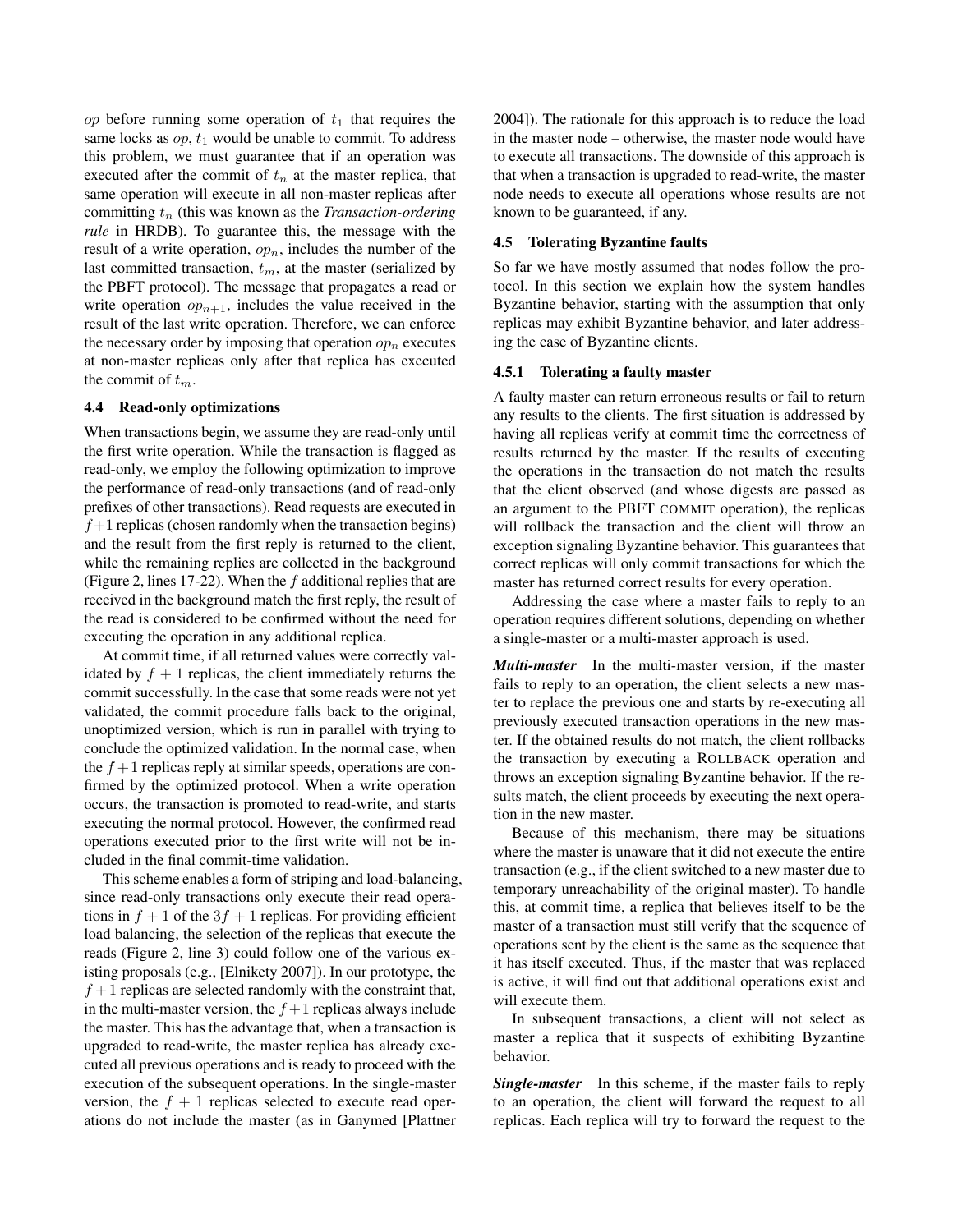$op$ before running some operation of $t_1$ that requires the same locks as $op$, $t_1$ would be unable to commit. To address this problem, we must guarantee that if an operation was executed after the commit of $t_n$ at the master replica, that same operation will execute in all non-master replicas after committing $t_n$ (this was known as the ***Transaction-ordering rule*** in HRDB). To guarantee this, the message with the result of a write operation, $op_n$, includes the number of the last committed transaction, $t_m$, at the master (serialized by the PBFT protocol). The message that propagates a read or write operation $op_{n+1}$, includes the value received in the result of the last write operation. Therefore, we can enforce the necessary order by imposing that operation $op_n$ executes at non-master replicas only after that replica has executed the commit of $t_m$.

### 4.4 Read-only optimizations

When transactions begin, we assume they are read-only until the first write operation. While the transaction is flagged as read-only, we employ the following optimization to improve the performance of read-only transactions (and of read-only prefixes of other transactions). Read requests are executed in $f+1$ replicas (chosen randomly when the transaction begins) and the result from the first reply is returned to the client, while the remaining replies are collected in the background (Figure 2, lines 17-22). When the $f$ additional replies that are received in the background match the first reply, the result of the read is considered to be confirmed without the need for executing the operation in any additional replica.

At commit time, if all returned values were correctly validated by $f + 1$ replicas, the client immediately returns the commit successfully. In the case that some reads were not yet validated, the commit procedure falls back to the original, unoptimized version, which is run in parallel with trying to conclude the optimized validation. In the normal case, when the $f+1$ replicas reply at similar speeds, operations are confirmed by the optimized protocol. When a write operation occurs, the transaction is promoted to read-write, and starts executing the normal protocol. However, the confirmed read operations executed prior to the first write will not be included in the final commit-time validation.

This scheme enables a form of striping and load-balancing, since read-only transactions only execute their read operations in $f + 1$ of the $3f + 1$ replicas. For providing efficient load balancing, the selection of the replicas that execute the reads (Figure 2, line 3) could follow one of the various existing proposals (e.g., [Elnikety 2007]). In our prototype, the $f+1$ replicas are selected randomly with the constraint that, in the multi-master version, the $f+1$ replicas always include the master. This has the advantage that, when a transaction is upgraded to read-write, the master replica has already executed all previous operations and is ready to proceed with the execution of the subsequent operations. In the single-master version, the $f + 1$ replicas selected to execute read operations do not include the master (as in Ganymed [Plattner 2004]). The rationale for this approach is to reduce the load in the master node – otherwise, the master node would have to execute all transactions. The downside of this approach is that when a transaction is upgraded to read-write, the master node needs to execute all operations whose results are not known to be guaranteed, if any.

### 4.5 Tolerating Byzantine faults

So far we have mostly assumed that nodes follow the protocol. In this section we explain how the system handles Byzantine behavior, starting with the assumption that only replicas may exhibit Byzantine behavior, and later addressing the case of Byzantine clients.

#### 4.5.1 Tolerating a faulty master

A faulty master can return erroneous results or fail to return any results to the clients. The first situation is addressed by having all replicas verify at commit time the correctness of results returned by the master. If the results of executing the operations in the transaction do not match the results that the client observed (and whose digests are passed as an argument to the PBFT COMMIT operation), the replicas will rollback the transaction and the client will throw an exception signaling Byzantine behavior. This guarantees that correct replicas will only commit transactions for which the master has returned correct results for every operation.

Addressing the case where a master fails to reply to an operation requires different solutions, depending on whether a single-master or a multi-master approach is used.

***Multi-master*** In the multi-master version, if the master fails to reply to an operation, the client selects a new master to replace the previous one and starts by re-executing all previously executed transaction operations in the new master. If the obtained results do not match, the client rollbacks the transaction by executing a ROLLBACK operation and throws an exception signaling Byzantine behavior. If the results match, the client proceeds by executing the next operation in the new master.

Because of this mechanism, there may be situations where the master is unaware that it did not execute the entire transaction (e.g., if the client switched to a new master due to temporary unreachability of the original master). To handle this, at commit time, a replica that believes itself to be the master of a transaction must still verify that the sequence of operations sent by the client is the same as the sequence that it has itself executed. Thus, if the master that was replaced is active, it will find out that additional operations exist and will execute them.

In subsequent transactions, a client will not select as master a replica that it suspects of exhibiting Byzantine behavior.

***Single-master*** In this scheme, if the master fails to reply to an operation, the client will forward the request to all replicas. Each replica will try to forward the request to the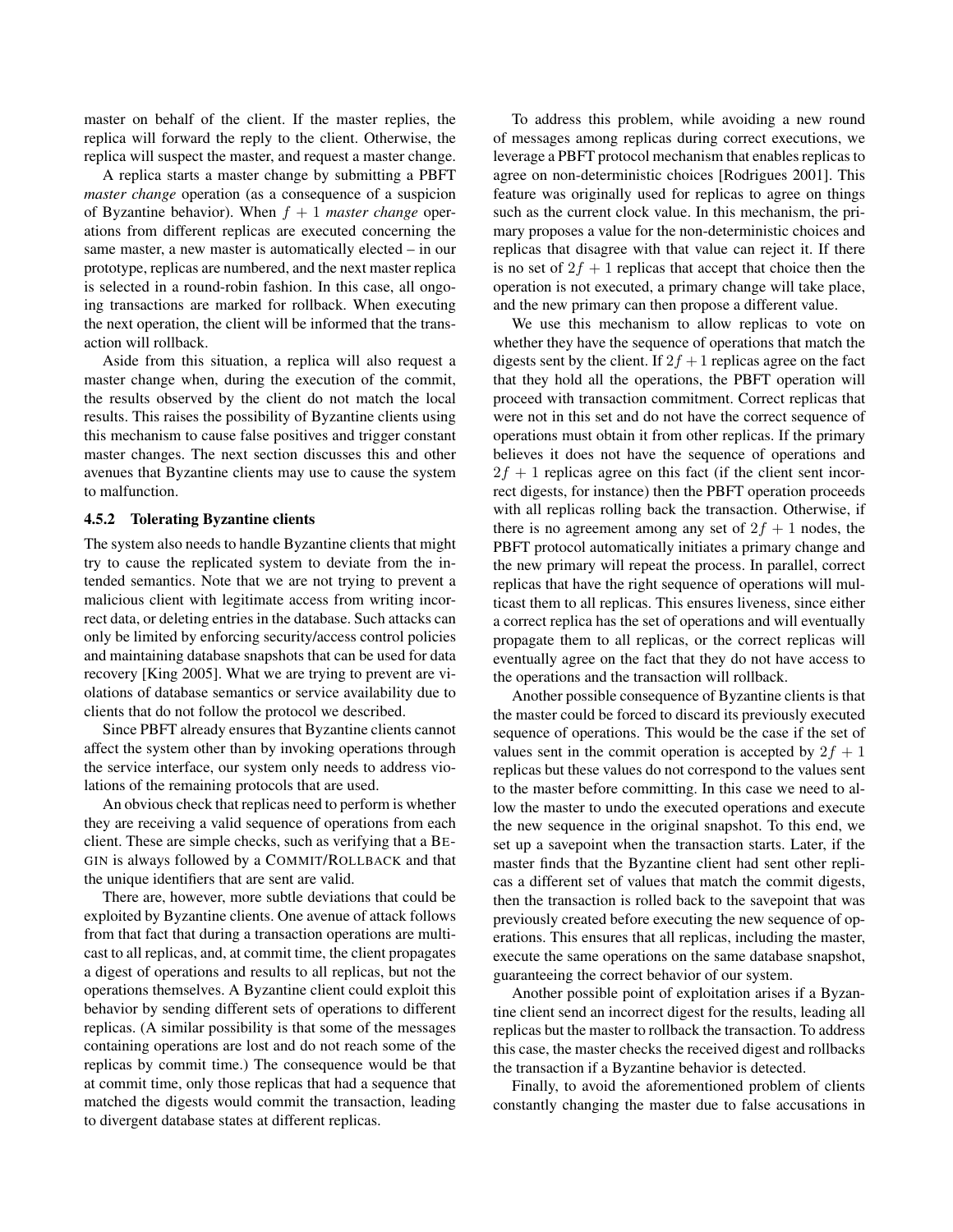master on behalf of the client. If the master replies, the replica will forward the reply to the client. Otherwise, the replica will suspect the master, and request a master change.

A replica starts a master change by submitting a PBFT *master change* operation (as a consequence of a suspicion of Byzantine behavior). When $f + 1$ *master change* operations from different replicas are executed concerning the same master, a new master is automatically elected – in our prototype, replicas are numbered, and the next master replica is selected in a round-robin fashion. In this case, all ongoing transactions are marked for rollback. When executing the next operation, the client will be informed that the transaction will rollback.

Aside from this situation, a replica will also request a master change when, during the execution of the commit, the results observed by the client do not match the local results. This raises the possibility of Byzantine clients using this mechanism to cause false positives and trigger constant master changes. The next section discusses this and other avenues that Byzantine clients may use to cause the system to malfunction.

#### 4.5.2 Tolerating Byzantine clients

The system also needs to handle Byzantine clients that might try to cause the replicated system to deviate from the intended semantics. Note that we are not trying to prevent a malicious client with legitimate access from writing incorrect data, or deleting entries in the database. Such attacks can only be limited by enforcing security/access control policies and maintaining database snapshots that can be used for data recovery [King 2005]. What we are trying to prevent are violations of database semantics or service availability due to clients that do not follow the protocol we described.

Since PBFT already ensures that Byzantine clients cannot affect the system other than by invoking operations through the service interface, our system only needs to address violations of the remaining protocols that are used.

An obvious check that replicas need to perform is whether they are receiving a valid sequence of operations from each client. These are simple checks, such as verifying that a BEGIN is always followed by a COMMIT/ROLLBACK and that the unique identifiers that are sent are valid.

There are, however, more subtle deviations that could be exploited by Byzantine clients. One avenue of attack follows from that fact that during a transaction operations are multicast to all replicas, and, at commit time, the client propagates a digest of operations and results to all replicas, but not the operations themselves. A Byzantine client could exploit this behavior by sending different sets of operations to different replicas. (A similar possibility is that some of the messages containing operations are lost and do not reach some of the replicas by commit time.) The consequence would be that at commit time, only those replicas that had a sequence that matched the digests would commit the transaction, leading to divergent database states at different replicas.

To address this problem, while avoiding a new round of messages among replicas during correct executions, we leverage a PBFT protocol mechanism that enables replicas to agree on non-deterministic choices [Rodrigues 2001]. This feature was originally used for replicas to agree on things such as the current clock value. In this mechanism, the primary proposes a value for the non-deterministic choices and replicas that disagree with that value can reject it. If there is no set of $2f + 1$ replicas that accept that choice then the operation is not executed, a primary change will take place, and the new primary can then propose a different value.

We use this mechanism to allow replicas to vote on whether they have the sequence of operations that match the digests sent by the client. If $2f + 1$ replicas agree on the fact that they hold all the operations, the PBFT operation will proceed with transaction commitment. Correct replicas that were not in this set and do not have the correct sequence of operations must obtain it from other replicas. If the primary believes it does not have the sequence of operations and $2f + 1$ replicas agree on this fact (if the client sent incorrect digests, for instance) then the PBFT operation proceeds with all replicas rolling back the transaction. Otherwise, if there is no agreement among any set of $2f + 1$ nodes, the PBFT protocol automatically initiates a primary change and the new primary will repeat the process. In parallel, correct replicas that have the right sequence of operations will multicast them to all replicas. This ensures liveness, since either a correct replica has the set of operations and will eventually propagate them to all replicas, or the correct replicas will eventually agree on the fact that they do not have access to the operations and the transaction will rollback.

Another possible consequence of Byzantine clients is that the master could be forced to discard its previously executed sequence of operations. This would be the case if the set of values sent in the commit operation is accepted by $2f + 1$ replicas but these values do not correspond to the values sent to the master before committing. In this case we need to allow the master to undo the executed operations and execute the new sequence in the original snapshot. To this end, we set up a savepoint when the transaction starts. Later, if the master finds that the Byzantine client had sent other replicas a different set of values that match the commit digests, then the transaction is rolled back to the savepoint that was previously created before executing the new sequence of operations. This ensures that all replicas, including the master, execute the same operations on the same database snapshot, guaranteeing the correct behavior of our system.

Another possible point of exploitation arises if a Byzantine client send an incorrect digest for the results, leading all replicas but the master to rollback the transaction. To address this case, the master checks the received digest and rollbacks the transaction if a Byzantine behavior is detected.

Finally, to avoid the aforementioned problem of clients constantly changing the master due to false accusations in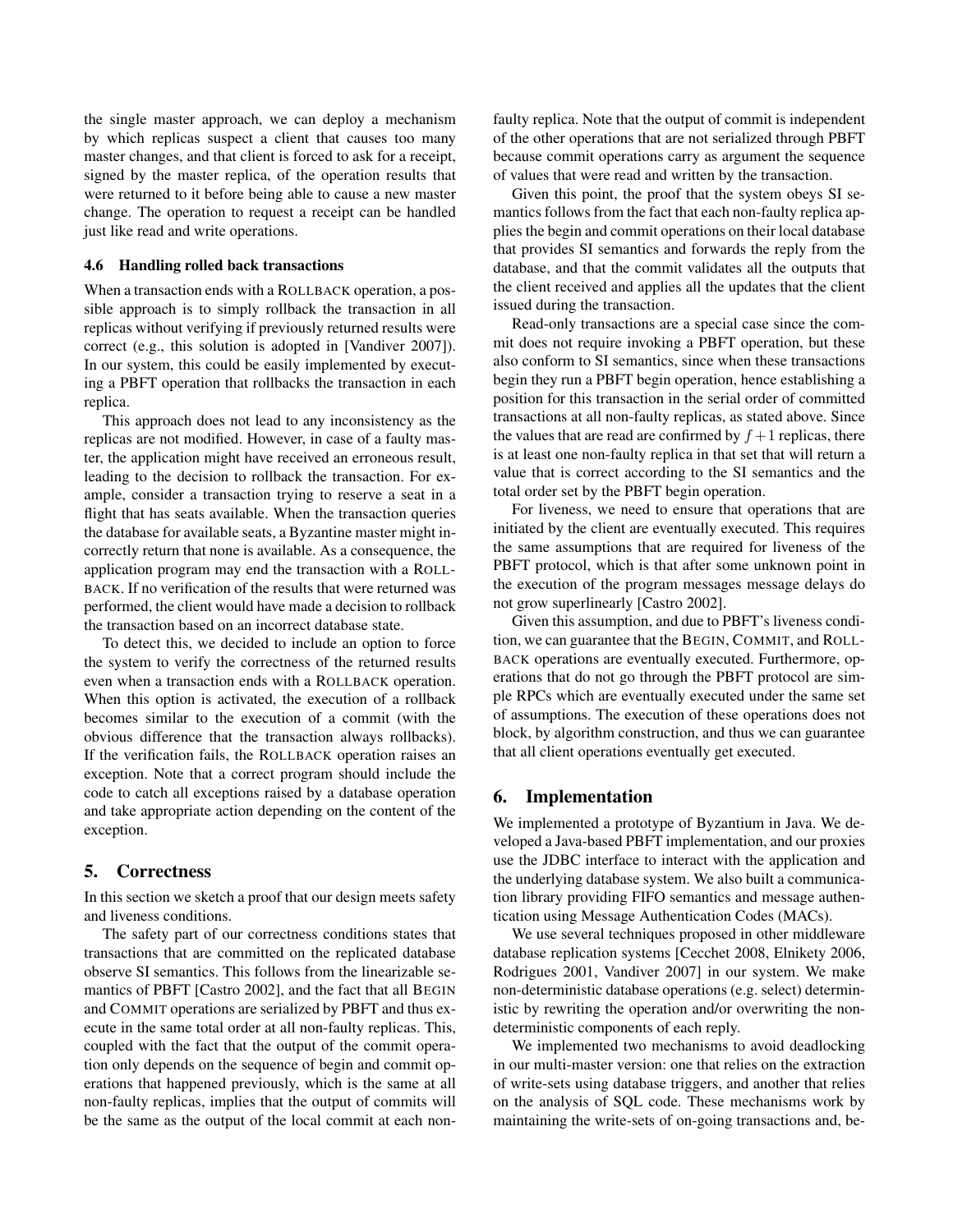the single master approach, we can deploy a mechanism by which replicas suspect a client that causes too many master changes, and that client is forced to ask for a receipt, signed by the master replica, of the operation results that were returned to it before being able to cause a new master change. The operation to request a receipt can be handled just like read and write operations.

### 4.6 Handling rolled back transactions

When a transaction ends with a ROLLBACK operation, a possible approach is to simply rollback the transaction in all replicas without verifying if previously returned results were correct (e.g., this solution is adopted in [Vandiver 2007]). In our system, this could be easily implemented by executing a PBFT operation that rollbacks the transaction in each replica.

This approach does not lead to any inconsistency as the replicas are not modified. However, in case of a faulty master, the application might have received an erroneous result, leading to the decision to rollback the transaction. For example, consider a transaction trying to reserve a seat in a flight that has seats available. When the transaction queries the database for available seats, a Byzantine master might incorrectly return that none is available. As a consequence, the application program may end the transaction with a ROLLBACK. If no verification of the results that were returned was performed, the client would have made a decision to rollback the transaction based on an incorrect database state.

To detect this, we decided to include an option to force the system to verify the correctness of the returned results even when a transaction ends with a ROLLBACK operation. When this option is activated, the execution of a rollback becomes similar to the execution of a commit (with the obvious difference that the transaction always rollbacks). If the verification fails, the ROLLBACK operation raises an exception. Note that a correct program should include the code to catch all exceptions raised by a database operation and take appropriate action depending on the content of the exception.

## 5. Correctness

In this section we sketch a proof that our design meets safety and liveness conditions.

The safety part of our correctness conditions states that transactions that are committed on the replicated database observe SI semantics. This follows from the linearizable semantics of PBFT [Castro 2002], and the fact that all BEGIN and COMMIT operations are serialized by PBFT and thus execute in the same total order at all non-faulty replicas. This, coupled with the fact that the output of the commit operation only depends on the sequence of begin and commit operations that happened previously, which is the same at all non-faulty replicas, implies that the output of commits will be the same as the output of the local commit at each non-faulty replica. Note that the output of commit is independent of the other operations that are not serialized through PBFT because commit operations carry as argument the sequence of values that were read and written by the transaction.

Given this point, the proof that the system obeys SI semantics follows from the fact that each non-faulty replica applies the begin and commit operations on their local database that provides SI semantics and forwards the reply from the database, and that the commit validates all the outputs that the client received and applies all the updates that the client issued during the transaction.

Read-only transactions are a special case since the commit does not require invoking a PBFT operation, but these also conform to SI semantics, since when these transactions begin they run a PBFT begin operation, hence establishing a position for this transaction in the serial order of committed transactions at all non-faulty replicas, as stated above. Since the values that are read are confirmed by $f+1$ replicas, there is at least one non-faulty replica in that set that will return a value that is correct according to the SI semantics and the total order set by the PBFT begin operation.

For liveness, we need to ensure that operations that are initiated by the client are eventually executed. This requires the same assumptions that are required for liveness of the PBFT protocol, which is that after some unknown point in the execution of the program messages message delays do not grow superlinearly [Castro 2002].

Given this assumption, and due to PBFT's liveness condition, we can guarantee that the BEGIN, COMMIT, and ROLLBACK operations are eventually executed. Furthermore, operations that do not go through the PBFT protocol are simple RPCs which are eventually executed under the same set of assumptions. The execution of these operations does not block, by algorithm construction, and thus we can guarantee that all client operations eventually get executed.

## 6. Implementation

We implemented a prototype of Byzantium in Java. We developed a Java-based PBFT implementation, and our proxies use the JDBC interface to interact with the application and the underlying database system. We also built a communication library providing FIFO semantics and message authentication using Message Authentication Codes (MACs).

We use several techniques proposed in other middleware database replication systems [Cecchet 2008, Elnikety 2006, Rodrigues 2001, Vandiver 2007] in our system. We make non-deterministic database operations (e.g. select) deterministic by rewriting the operation and/or overwriting the non-deterministic components of each reply.

We implemented two mechanisms to avoid deadlocking in our multi-master version: one that relies on the extraction of write-sets using database triggers, and another that relies on the analysis of SQL code. These mechanisms work by maintaining the write-sets of on-going transactions and, be-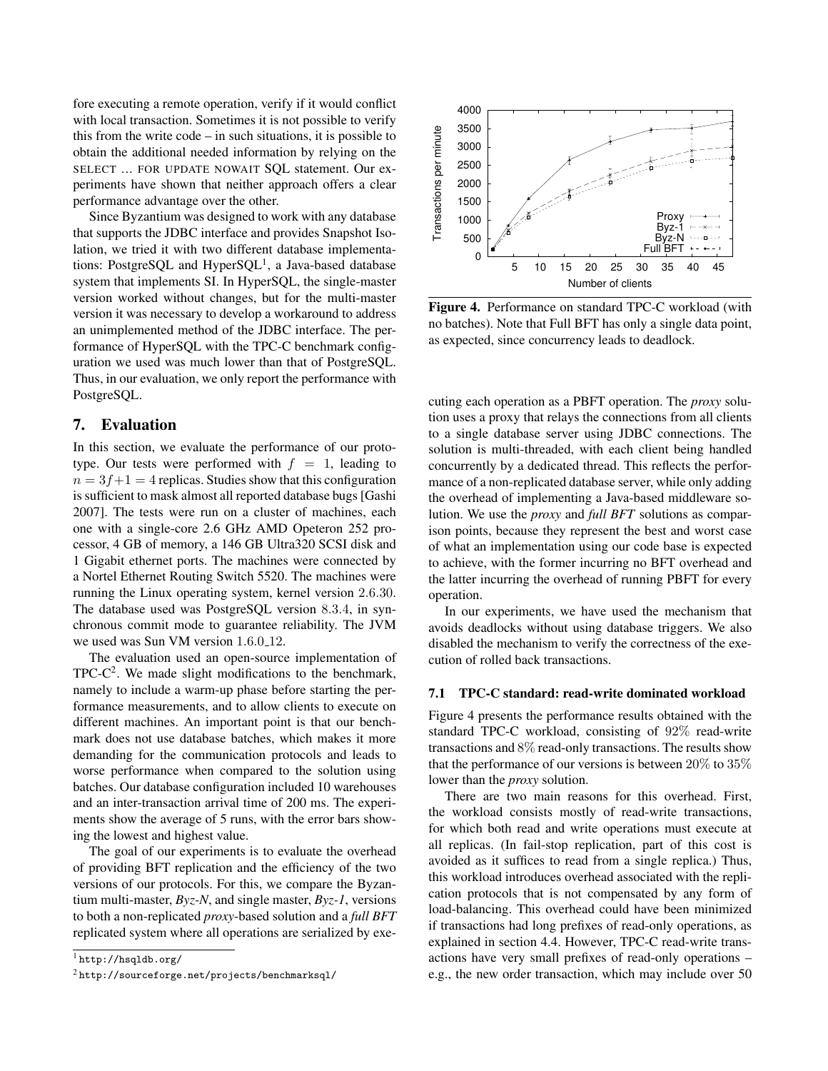fore executing a remote operation, verify if it would conflict with local transaction. Sometimes it is not possible to verify this from the write code – in such situations, it is possible to obtain the additional needed information by relying on the SELECT ... FOR UPDATE NOWAIT SQL statement. Our experiments have shown that neither approach offers a clear performance advantage over the other.

Since Byzantium was designed to work with any database that supports the JDBC interface and provides Snapshot Isolation, we tried it with two different database implementations: PostgreSQL and HyperSQL[1], a Java-based database system that implements SI. In HyperSQL, the single-master version worked without changes, but for the multi-master version it was necessary to develop a workaround to address an unimplemented method of the JDBC interface. The performance of HyperSQL with the TPC-C benchmark configuration we used was much lower than that of PostgreSQL. Thus, in our evaluation, we only report the performance with PostgreSQL.

## 7. Evaluation

In this section, we evaluate the performance of our prototype. Our tests were performed with $f = 1$, leading to $n = 3f+1 = 4$ replicas. Studies show that this configuration is sufficient to mask almost all reported database bugs [Gashi 2007]. The tests were run on a cluster of machines, each one with a single-core 2.6 GHz AMD Opeteron 252 processor, 4 GB of memory, a 146 GB Ultra320 SCSI disk and 1 Gigabit ethernet ports. The machines were connected by a Nortel Ethernet Routing Switch 5520. The machines were running the Linux operating system, kernel version 2.6.30. The database used was PostgreSQL version 8.3.4, in synchronous commit mode to guarantee reliability. The JVM we used was Sun VM version 1.6.0_12.

The evaluation used an open-source implementation of TPC-C[2]. We made slight modifications to the benchmark, namely to include a warm-up phase before starting the performance measurements, and to allow clients to execute on different machines. An important point is that our benchmark does not use database batches, which makes it more demanding for the communication protocols and leads to worse performance when compared to the solution using batches. Our database configuration included 10 warehouses and an inter-transaction arrival time of 200 ms. The experiments show the average of 5 runs, with the error bars showing the lowest and highest value.

The goal of our experiments is to evaluate the overhead of providing BFT replication and the efficiency of the two versions of our protocols. For this, we compare the Byzantium multi-master, *Byz-N*, and single master, *Byz-1*, versions to both a non-replicated *proxy*-based solution and a *full BFT* replicated system where all operations are serialized by executing each operation as a PBFT operation. The *proxy* solution uses a proxy that relays the connections from all clients to a single database server using JDBC connections. The solution is multi-threaded, with each client being handled concurrently by a dedicated thread. This reflects the performance of a non-replicated database server, while only adding the overhead of implementing a Java-based middleware solution. We use the *proxy* and *full BFT* solutions as comparison points, because they represent the best and worst case of what an implementation using our code base is expected to achieve, with the former incurring no BFT overhead and the latter incurring the overhead of running PBFT for every operation.

In our experiments, we have used the mechanism that avoids deadlocks without using database triggers. We also disabled the mechanism to verify the correctness of the execution of rolled back transactions.

**Figure 4.** Performance on standard TPC-C workload (with no batches). Note that Full BFT has only a single data point, as expected, since concurrency leads to deadlock.

### 7.1 TPC-C standard: read-write dominated workload

Figure 4 presents the performance results obtained with the standard TPC-C workload, consisting of 92% read-write transactions and 8% read-only transactions. The results show that the performance of our versions is between 20% to 35% lower than the *proxy* solution.

There are two main reasons for this overhead. First, the workload consists mostly of read-write transactions, for which both read and write operations must execute at all replicas. (In fail-stop replication, part of this cost is avoided as it suffices to read from a single replica.) Thus, this workload introduces overhead associated with the replication protocols that is not compensated by any form of load-balancing. This overhead could have been minimized if transactions had long prefixes of read-only operations, as explained in section 4.4. However, TPC-C read-write transactions have very small prefixes of read-only operations – e.g., the new order transaction, which may include over 50

[1] http://hsqldb.org/

[2] http://sourceforge.net/projects/benchmarksql/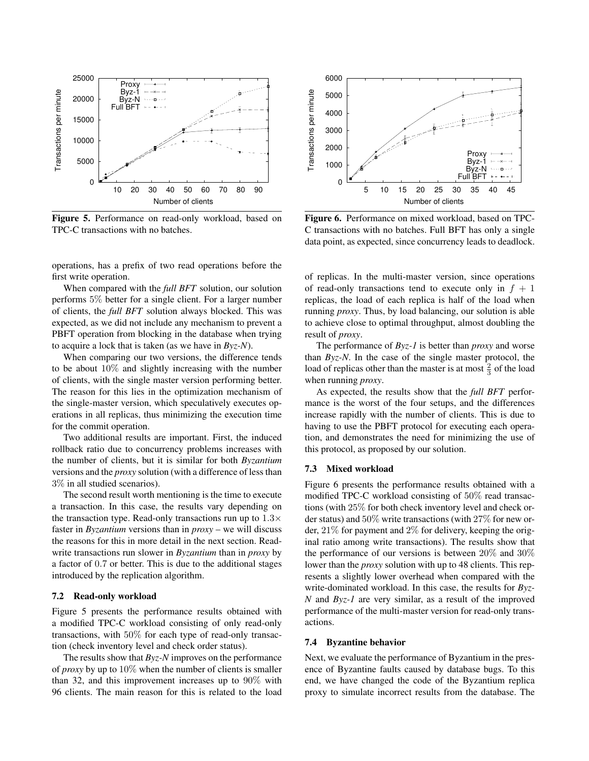Figure 5. Performance on read-only workload, based on TPC-C transactions with no batches.

Figure 6. Performance on mixed workload, based on TPC-C transactions with no batches. Full BFT has only a single data point, as expected, since concurrency leads to deadlock.

operations, has a prefix of two read operations before the first write operation.

When compared with the *full BFT* solution, our solution performs 5% better for a single client. For a larger number of clients, the *full BFT* solution always blocked. This was expected, as we did not include any mechanism to prevent a PBFT operation from blocking in the database when trying to acquire a lock that is taken (as we have in *Byz-N*).

When comparing our two versions, the difference tends to be about 10% and slightly increasing with the number of clients, with the single master version performing better. The reason for this lies in the optimization mechanism of the single-master version, which speculatively executes operations in all replicas, thus minimizing the execution time for the commit operation.

Two additional results are important. First, the induced rollback ratio due to concurrency problems increases with the number of clients, but it is similar for both *Byzantium* versions and the *proxy* solution (with a difference of less than 3% in all studied scenarios).

The second result worth mentioning is the time to execute a transaction. In this case, the results vary depending on the transaction type. Read-only transactions run up to $1.3\times$ faster in *Byzantium* versions than in *proxy* – we will discuss the reasons for this in more detail in the next section. Read-write transactions run slower in *Byzantium* than in *proxy* by a factor of 0.7 or better. This is due to the additional stages introduced by the replication algorithm.

### 7.2 Read-only workload

Figure 5 presents the performance results obtained with a modified TPC-C workload consisting of only read-only transactions, with 50% for each type of read-only transaction (check inventory level and check order status).

The results show that *Byz-N* improves on the performance of *proxy* by up to 10% when the number of clients is smaller than 32, and this improvement increases up to 90% with 96 clients. The main reason for this is related to the load of replicas. In the multi-master version, since operations of read-only transactions tend to execute only in $f + 1$ replicas, the load of each replica is half of the load when running *proxy*. Thus, by load balancing, our solution is able to achieve close to optimal throughput, almost doubling the result of *proxy*.

The performance of *Byz-1* is better than *proxy* and worse than *Byz-N*. In the case of the single master protocol, the load of replicas other than the master is at most $\frac{2}{3}$ of the load when running *proxy*.

As expected, the results show that the *full BFT* performance is the worst of the four setups, and the differences increase rapidly with the number of clients. This is due to having to use the PBFT protocol for executing each operation, and demonstrates the need for minimizing the use of this protocol, as proposed by our solution.

### 7.3 Mixed workload

Figure 6 presents the performance results obtained with a modified TPC-C workload consisting of 50% read transactions (with 25% for both check inventory level and check order status) and 50% write transactions (with 27% for new order, 21% for payment and 2% for delivery, keeping the original ratio among write transactions). The results show that the performance of our versions is between 20% and 30% lower than the *proxy* solution with up to 48 clients. This represents a slightly lower overhead when compared with the write-dominated workload. In this case, the results for *Byz-N* and *Byz-1* are very similar, as a result of the improved performance of the multi-master version for read-only transactions.

### 7.4 Byzantine behavior

Next, we evaluate the performance of Byzantium in the presence of Byzantine faults caused by database bugs. To this end, we have changed the code of the Byzantium replica proxy to simulate incorrect results from the database. The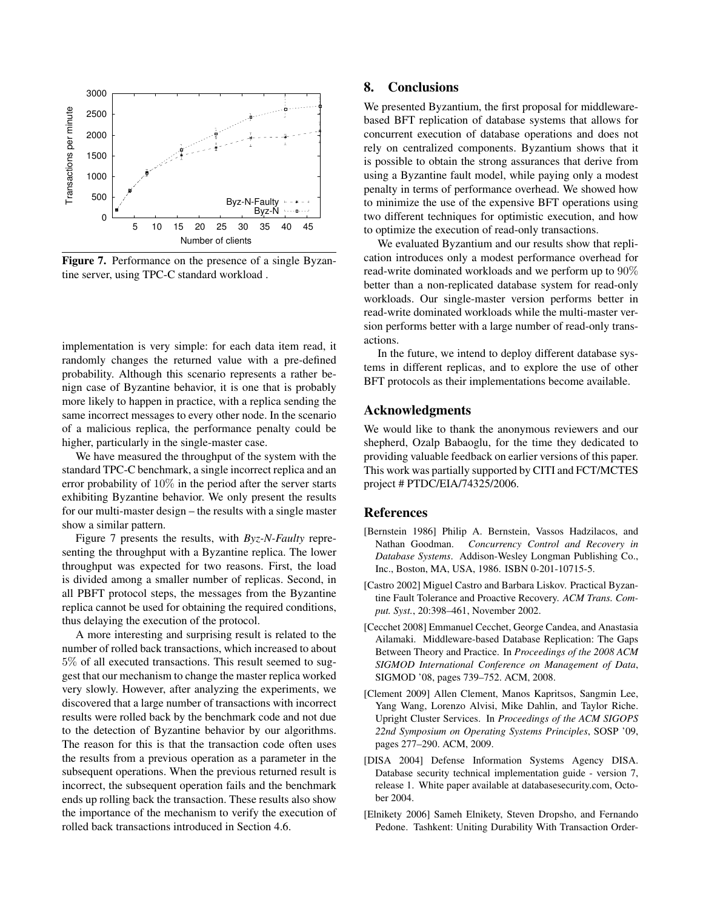Figure 7. Performance on the presence of a single Byzantine server, using TPC-C standard workload .

implementation is very simple: for each data item read, it randomly changes the returned value with a pre-defined probability. Although this scenario represents a rather benign case of Byzantine behavior, it is one that is probably more likely to happen in practice, with a replica sending the same incorrect messages to every other node. In the scenario of a malicious replica, the performance penalty could be higher, particularly in the single-master case.

We have measured the throughput of the system with the standard TPC-C benchmark, a single incorrect replica and an error probability of $10\%$ in the period after the server starts exhibiting Byzantine behavior. We only present the results for our multi-master design – the results with a single master show a similar pattern.

Figure 7 presents the results, with *Byz-N-Faulty* representing the throughput with a Byzantine replica. The lower throughput was expected for two reasons. First, the load is divided among a smaller number of replicas. Second, in all PBFT protocol steps, the messages from the Byzantine replica cannot be used for obtaining the required conditions, thus delaying the execution of the protocol.

A more interesting and surprising result is related to the number of rolled back transactions, which increased to about $5\%$ of all executed transactions. This result seemed to suggest that our mechanism to change the master replica worked very slowly. However, after analyzing the experiments, we discovered that a large number of transactions with incorrect results were rolled back by the benchmark code and not due to the detection of Byzantine behavior by our algorithms. The reason for this is that the transaction code often uses the results from a previous operation as a parameter in the subsequent operations. When the previous returned result is incorrect, the subsequent operation fails and the benchmark ends up rolling back the transaction. These results also show the importance of the mechanism to verify the execution of rolled back transactions introduced in Section 4.6.

## 8. Conclusions

We presented Byzantium, the first proposal for middleware-based BFT replication of database systems that allows for concurrent execution of database operations and does not rely on centralized components. Byzantium shows that it is possible to obtain the strong assurances that derive from using a Byzantine fault model, while paying only a modest penalty in terms of performance overhead. We showed how to minimize the use of the expensive BFT operations using two different techniques for optimistic execution, and how to optimize the execution of read-only transactions.

We evaluated Byzantium and our results show that replication introduces only a modest performance overhead for read-write dominated workloads and we perform up to $90\%$ better than a non-replicated database system for read-only workloads. Our single-master version performs better in read-write dominated workloads while the multi-master version performs better with a large number of read-only transactions.

In the future, we intend to deploy different database systems in different replicas, and to explore the use of other BFT protocols as their implementations become available.

## Acknowledgments

We would like to thank the anonymous reviewers and our shepherd, Ozalp Babaoglu, for the time they dedicated to providing valuable feedback on earlier versions of this paper. This work was partially supported by CITI and FCT/MCTES project # PTDC/EIA/74325/2006.

## References

[Bernstein 1986] Philip A. Bernstein, Vassos Hadzilacos, and Nathan Goodman. *Concurrency Control and Recovery in Database Systems*. Addison-Wesley Longman Publishing Co., Inc., Boston, MA, USA, 1986. ISBN 0-201-10715-5.

[Castro 2002] Miguel Castro and Barbara Liskov. Practical Byzantine Fault Tolerance and Proactive Recovery. *ACM Trans. Comput. Syst.*, 20:398–461, November 2002.

[Cecchet 2008] Emmanuel Cecchet, George Candea, and Anastasia Ailamaki. Middleware-based Database Replication: The Gaps Between Theory and Practice. In *Proceedings of the 2008 ACM SIGMOD International Conference on Management of Data*, SIGMOD '08, pages 739–752. ACM, 2008.

[Clement 2009] Allen Clement, Manos Kapritsos, Sangmin Lee, Yang Wang, Lorenzo Alvisi, Mike Dahlin, and Taylor Riche. Upright Cluster Services. In *Proceedings of the ACM SIGOPS 22nd Symposium on Operating Systems Principles*, SOSP '09, pages 277–290. ACM, 2009.

[DISA 2004] Defense Information Systems Agency DISA. Database security technical implementation guide - version 7, release 1. White paper available at databasesecurity.com, October 2004.

[Elnikety 2006] Sameh Elnikety, Steven Dropsho, and Fernando Pedone. Tashkent: Uniting Durability With Transaction Order-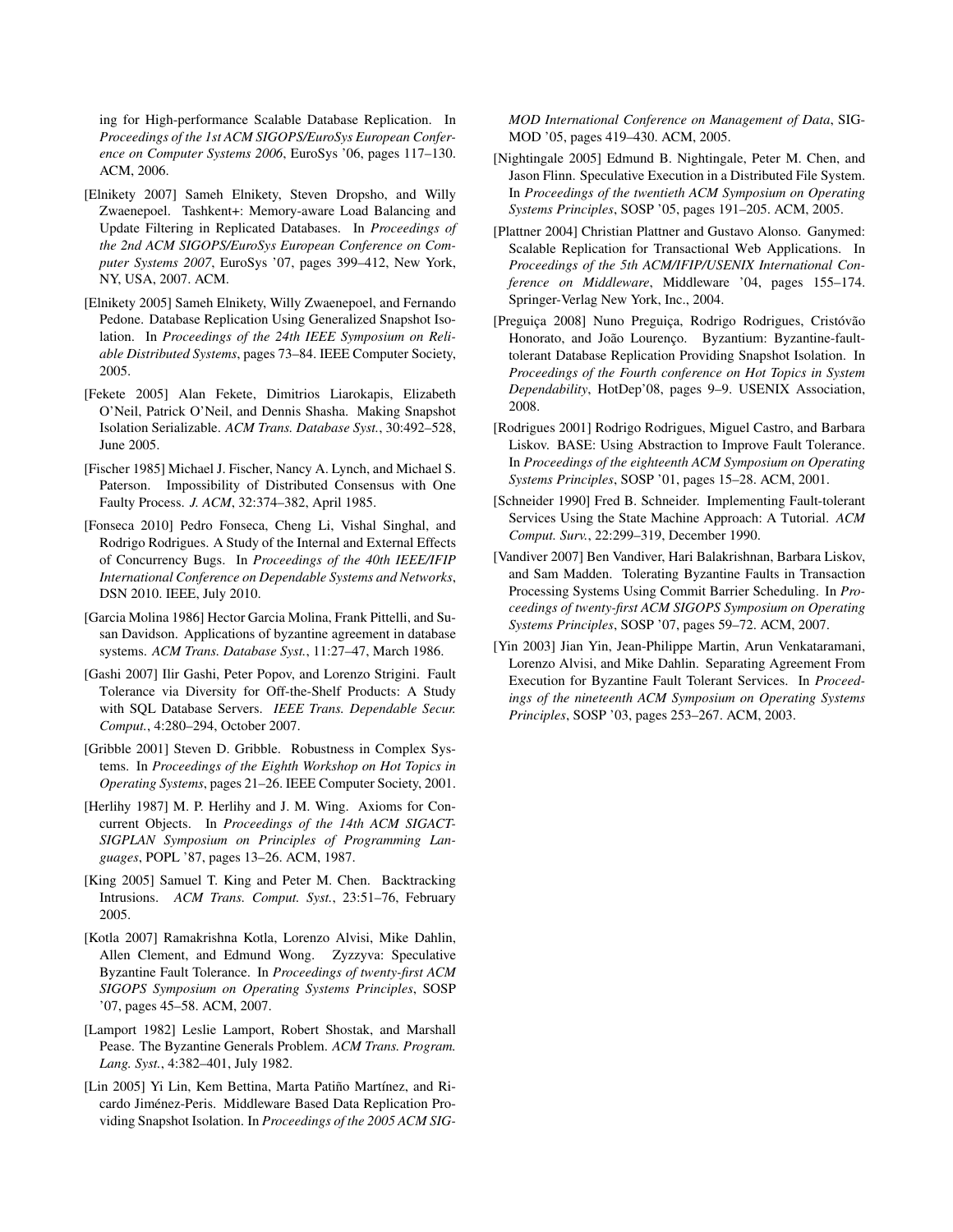ing for High-performance Scalable Database Replication. In *Proceedings of the 1st ACM SIGOPS/EuroSys European Conference on Computer Systems 2006*, EuroSys '06, pages 117–130. ACM, 2006.

[Elnikety 2007] Sameh Elnikety, Steven Dropsho, and Willy Zwaenepoel. Tashkent+: Memory-aware Load Balancing and Update Filtering in Replicated Databases. In *Proceedings of the 2nd ACM SIGOPS/EuroSys European Conference on Computer Systems 2007*, EuroSys '07, pages 399–412, New York, NY, USA, 2007. ACM.

[Elnikety 2005] Sameh Elnikety, Willy Zwaenepoel, and Fernando Pedone. Database Replication Using Generalized Snapshot Isolation. In *Proceedings of the 24th IEEE Symposium on Reliable Distributed Systems*, pages 73–84. IEEE Computer Society, 2005.

[Fekete 2005] Alan Fekete, Dimitrios Liarokapis, Elizabeth O'Neil, Patrick O'Neil, and Dennis Shasha. Making Snapshot Isolation Serializable. *ACM Trans. Database Syst.*, 30:492–528, June 2005.

[Fischer 1985] Michael J. Fischer, Nancy A. Lynch, and Michael S. Paterson. Impossibility of Distributed Consensus with One Faulty Process. *J. ACM*, 32:374–382, April 1985.

[Fonseca 2010] Pedro Fonseca, Cheng Li, Vishal Singhal, and Rodrigo Rodrigues. A Study of the Internal and External Effects of Concurrency Bugs. In *Proceedings of the 40th IEEE/IFIP International Conference on Dependable Systems and Networks*, DSN 2010. IEEE, July 2010.

[Garcia Molina 1986] Hector Garcia Molina, Frank Pittelli, and Susan Davidson. Applications of byzantine agreement in database systems. *ACM Trans. Database Syst.*, 11:27–47, March 1986.

[Gashi 2007] Ilir Gashi, Peter Popov, and Lorenzo Strigini. Fault Tolerance via Diversity for Off-the-Shelf Products: A Study with SQL Database Servers. *IEEE Trans. Dependable Secur. Comput.*, 4:280–294, October 2007.

[Gribble 2001] Steven D. Gribble. Robustness in Complex Systems. In *Proceedings of the Eighth Workshop on Hot Topics in Operating Systems*, pages 21–26. IEEE Computer Society, 2001.

[Herlihy 1987] M. P. Herlihy and J. M. Wing. Axioms for Concurrent Objects. In *Proceedings of the 14th ACM SIGACT-SIGPLAN Symposium on Principles of Programming Languages*, POPL '87, pages 13–26. ACM, 1987.

[King 2005] Samuel T. King and Peter M. Chen. Backtracking Intrusions. *ACM Trans. Comput. Syst.*, 23:51–76, February 2005.

[Kotla 2007] Ramakrishna Kotla, Lorenzo Alvisi, Mike Dahlin, Allen Clement, and Edmund Wong. Zyzzyva: Speculative Byzantine Fault Tolerance. In *Proceedings of twenty-first ACM SIGOPS Symposium on Operating Systems Principles*, SOSP '07, pages 45–58. ACM, 2007.

[Lamport 1982] Leslie Lamport, Robert Shostak, and Marshall Pease. The Byzantine Generals Problem. *ACM Trans. Program. Lang. Syst.*, 4:382–401, July 1982.

[Lin 2005] Yi Lin, Kem Bettina, Marta Patiño Martínez, and Ricardo Jiménez-Peris. Middleware Based Data Replication Providing Snapshot Isolation. In *Proceedings of the 2005 ACM SIGMOD International Conference on Management of Data*, SIGMOD '05, pages 419–430. ACM, 2005.

[Nightingale 2005] Edmund B. Nightingale, Peter M. Chen, and Jason Flinn. Speculative Execution in a Distributed File System. In *Proceedings of the twentieth ACM Symposium on Operating Systems Principles*, SOSP '05, pages 191–205. ACM, 2005.

[Plattner 2004] Christian Plattner and Gustavo Alonso. Ganymed: Scalable Replication for Transactional Web Applications. In *Proceedings of the 5th ACM/IFIP/USENIX International Conference on Middleware*, Middleware '04, pages 155–174. Springer-Verlag New York, Inc., 2004.

[Preguiça 2008] Nuno Preguiça, Rodrigo Rodrigues, Cristóvão Honorato, and João Lourenço. Byzantium: Byzantine-fault-tolerant Database Replication Providing Snapshot Isolation. In *Proceedings of the Fourth conference on Hot Topics in System Dependability*, HotDep'08, pages 9–9. USENIX Association, 2008.

[Rodrigues 2001] Rodrigo Rodrigues, Miguel Castro, and Barbara Liskov. BASE: Using Abstraction to Improve Fault Tolerance. In *Proceedings of the eighteenth ACM Symposium on Operating Systems Principles*, SOSP '01, pages 15–28. ACM, 2001.

[Schneider 1990] Fred B. Schneider. Implementing Fault-tolerant Services Using the State Machine Approach: A Tutorial. *ACM Comput. Surv.*, 22:299–319, December 1990.

[Vandiver 2007] Ben Vandiver, Hari Balakrishnan, Barbara Liskov, and Sam Madden. Tolerating Byzantine Faults in Transaction Processing Systems Using Commit Barrier Scheduling. In *Proceedings of twenty-first ACM SIGOPS Symposium on Operating Systems Principles*, SOSP '07, pages 59–72. ACM, 2007.

[Yin 2003] Jian Yin, Jean-Philippe Martin, Arun Venkataramani, Lorenzo Alvisi, and Mike Dahlin. Separating Agreement From Execution for Byzantine Fault Tolerant Services. In *Proceedings of the nineteenth ACM Symposium on Operating Systems Principles*, SOSP '03, pages 253–267. ACM, 2003.